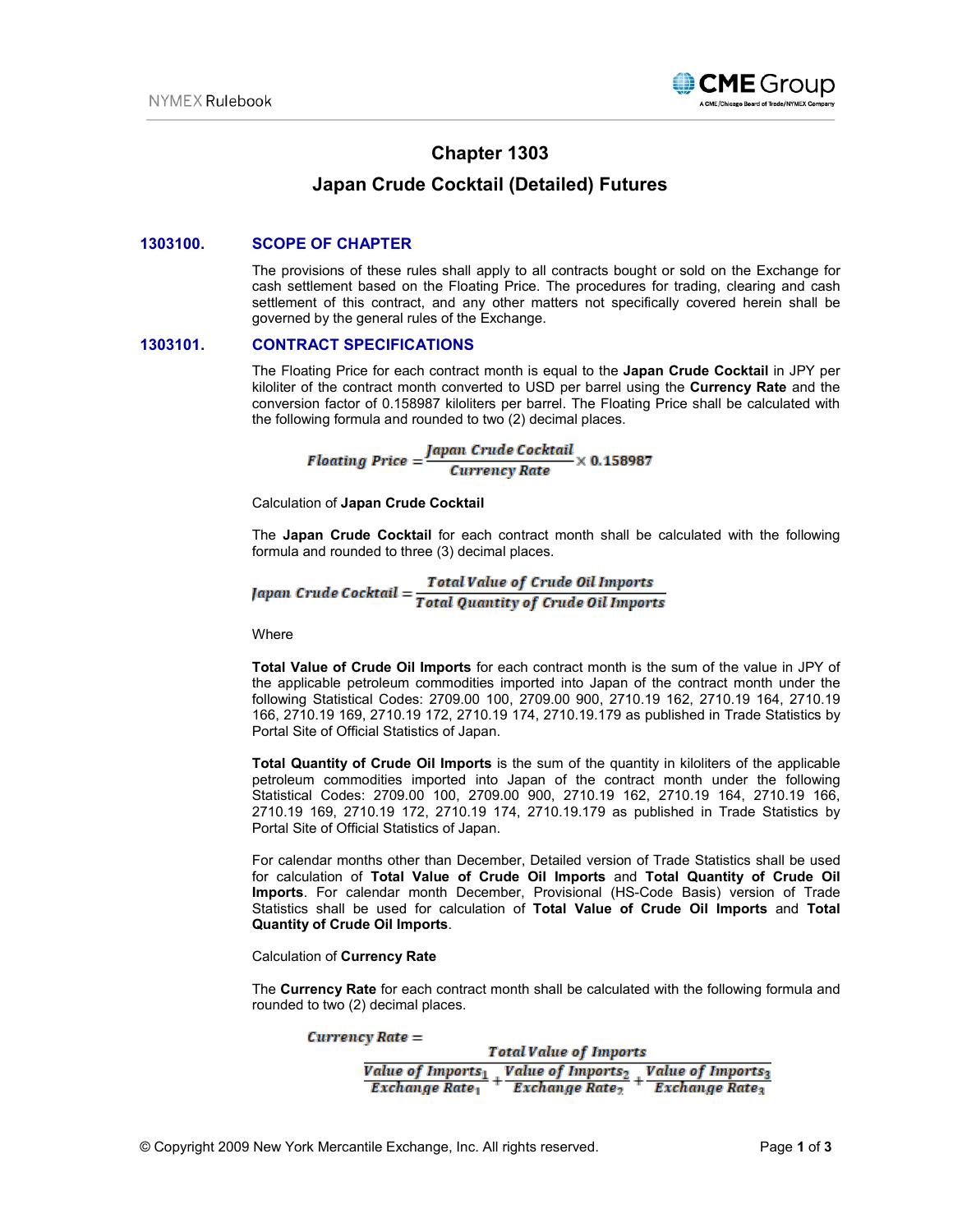# Chapter 1303

# Japan Crude Cocktail (Detailed) Futures

## 1303100. SCOPE OF CHAPTER

The provisions of these rules shall apply to all contracts bought or sold on the Exchange for cash settlement based on the Floating Price. The procedures for trading, clearing and cash settlement of this contract, and any other matters not specifically covered herein shall be governed by the general rules of the Exchange.

## 1303101. CONTRACT SPECIFICATIONS

The Floating Price for each contract month is equal to the **Japan Crude Cocktail** in JPY per kiloliter of the contract month converted to USD per barrel using the **Currency Rate** and the conversion factor of 0.158987 kiloliters per barrel. The Floating Price shall be calculated with the following formula and rounded to two (2) decimal places.

$$\textit{Floating Price} = \frac{\textit{Japan Crude Cocktail}}{\textit{Currency Rate}} \times 0.158987$$

Calculation of **Japan Crude Cocktail**

The **Japan Crude Cocktail** for each contract month shall be calculated with the following formula and rounded to three (3) decimal places.

$$\textit{Japan Crude Cocktail} = \frac{\textit{Total Value of Crude Oil Imports}}{\textit{Total Quantity of Crude Oil Imports}}$$

Where

**Total Value of Crude Oil Imports** for each contract month is the sum of the value in JPY of the applicable petroleum commodities imported into Japan of the contract month under the following Statistical Codes: 2709.00 100, 2709.00 900, 2710.19 162, 2710.19 164, 2710.19 166, 2710.19 169, 2710.19 172, 2710.19 174, 2710.19.179 as published in Trade Statistics by Portal Site of Official Statistics of Japan.

**Total Quantity of Crude Oil Imports** is the sum of the quantity in kiloliters of the applicable petroleum commodities imported into Japan of the contract month under the following Statistical Codes: 2709.00 100, 2709.00 900, 2710.19 162, 2710.19 164, 2710.19 166, 2710.19 169, 2710.19 172, 2710.19 174, 2710.19.179 as published in Trade Statistics by Portal Site of Official Statistics of Japan.

For calendar months other than December, Detailed version of Trade Statistics shall be used for calculation of **Total Value of Crude Oil Imports** and **Total Quantity of Crude Oil Imports**. For calendar month December, Provisional (HS-Code Basis) version of Trade Statistics shall be used for calculation of **Total Value of Crude Oil Imports** and **Total Quantity of Crude Oil Imports**.

Calculation of **Currency Rate**

The **Currency Rate** for each contract month shall be calculated with the following formula and rounded to two (2) decimal places.

$$\textit{Currency Rate} = \frac{\textit{Total Value of Imports}}{\frac{\textit{Value of Imports}_1}{\textit{Exchange Rate}_1} + \frac{\textit{Value of Imports}_2}{\textit{Exchange Rate}_2} + \frac{\textit{Value of Imports}_3}{\textit{Exchange Rate}_3}}$$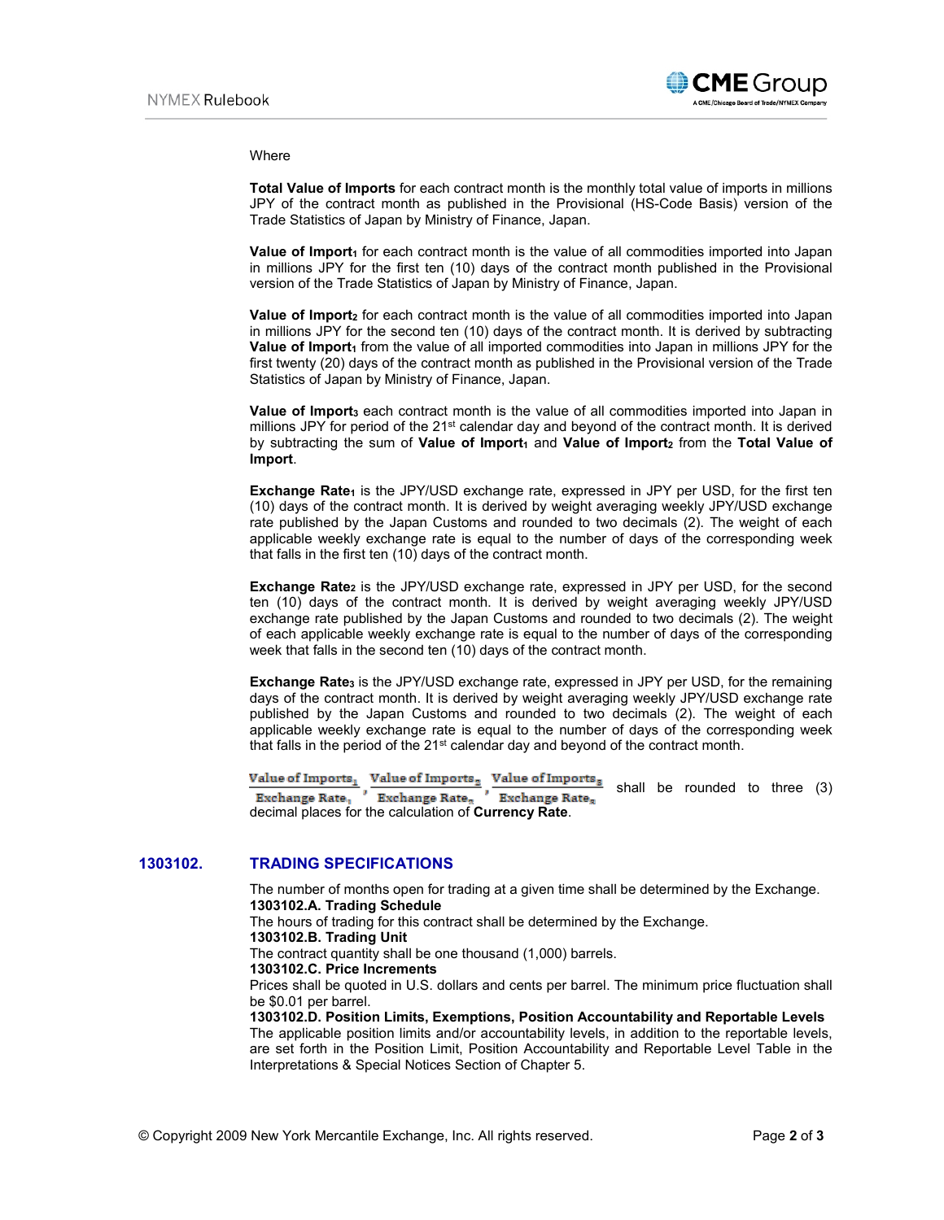Where

**Total Value of Imports** for each contract month is the monthly total value of imports in millions JPY of the contract month as published in the Provisional (HS-Code Basis) version of the Trade Statistics of Japan by Ministry of Finance, Japan.

**Value of Import$_1$** for each contract month is the value of all commodities imported into Japan in millions JPY for the first ten (10) days of the contract month published in the Provisional version of the Trade Statistics of Japan by Ministry of Finance, Japan.

**Value of Import$_2$** for each contract month is the value of all commodities imported into Japan in millions JPY for the second ten (10) days of the contract month. It is derived by subtracting **Value of Import$_1$** from the value of all imported commodities into Japan in millions JPY for the first twenty (20) days of the contract month as published in the Provisional version of the Trade Statistics of Japan by Ministry of Finance, Japan.

**Value of Import$_3$** each contract month is the value of all commodities imported into Japan in millions JPY for period of the 21st calendar day and beyond of the contract month. It is derived by subtracting the sum of **Value of Import$_1$** and **Value of Import$_2$** from the **Total Value of Import**.

**Exchange Rate$_1$** is the JPY/USD exchange rate, expressed in JPY per USD, for the first ten (10) days of the contract month. It is derived by weight averaging weekly JPY/USD exchange rate published by the Japan Customs and rounded to two decimals (2). The weight of each applicable weekly exchange rate is equal to the number of days of the corresponding week that falls in the first ten (10) days of the contract month.

**Exchange Rate$_2$** is the JPY/USD exchange rate, expressed in JPY per USD, for the second ten (10) days of the contract month. It is derived by weight averaging weekly JPY/USD exchange rate published by the Japan Customs and rounded to two decimals (2). The weight of each applicable weekly exchange rate is equal to the number of days of the corresponding week that falls in the second ten (10) days of the contract month.

**Exchange Rate$_3$** is the JPY/USD exchange rate, expressed in JPY per USD, for the remaining days of the contract month. It is derived by weight averaging weekly JPY/USD exchange rate published by the Japan Customs and rounded to two decimals (2). The weight of each applicable weekly exchange rate is equal to the number of days of the corresponding week that falls in the period of the 21st calendar day and beyond of the contract month.

$\frac{\text{Value of Imports}_1}{\text{Exchange Rate}_1}$, $\frac{\text{Value of Imports}_2}{\text{Exchange Rate}_2}$, $\frac{\text{Value of Imports}_3}{\text{Exchange Rate}_3}$ shall be rounded to three (3) decimal places for the calculation of **Currency Rate**.

## 1303102. TRADING SPECIFICATIONS

The number of months open for trading at a given time shall be determined by the Exchange.

**1303102.A. Trading Schedule**

The hours of trading for this contract shall be determined by the Exchange.

**1303102.B. Trading Unit**

The contract quantity shall be one thousand (1,000) barrels.

**1303102.C. Price Increments**

Prices shall be quoted in U.S. dollars and cents per barrel. The minimum price fluctuation shall be $0.01 per barrel.

**1303102.D. Position Limits, Exemptions, Position Accountability and Reportable Levels**

The applicable position limits and/or accountability levels, in addition to the reportable levels, are set forth in the Position Limit, Position Accountability and Reportable Level Table in the Interpretations & Special Notices Section of Chapter 5.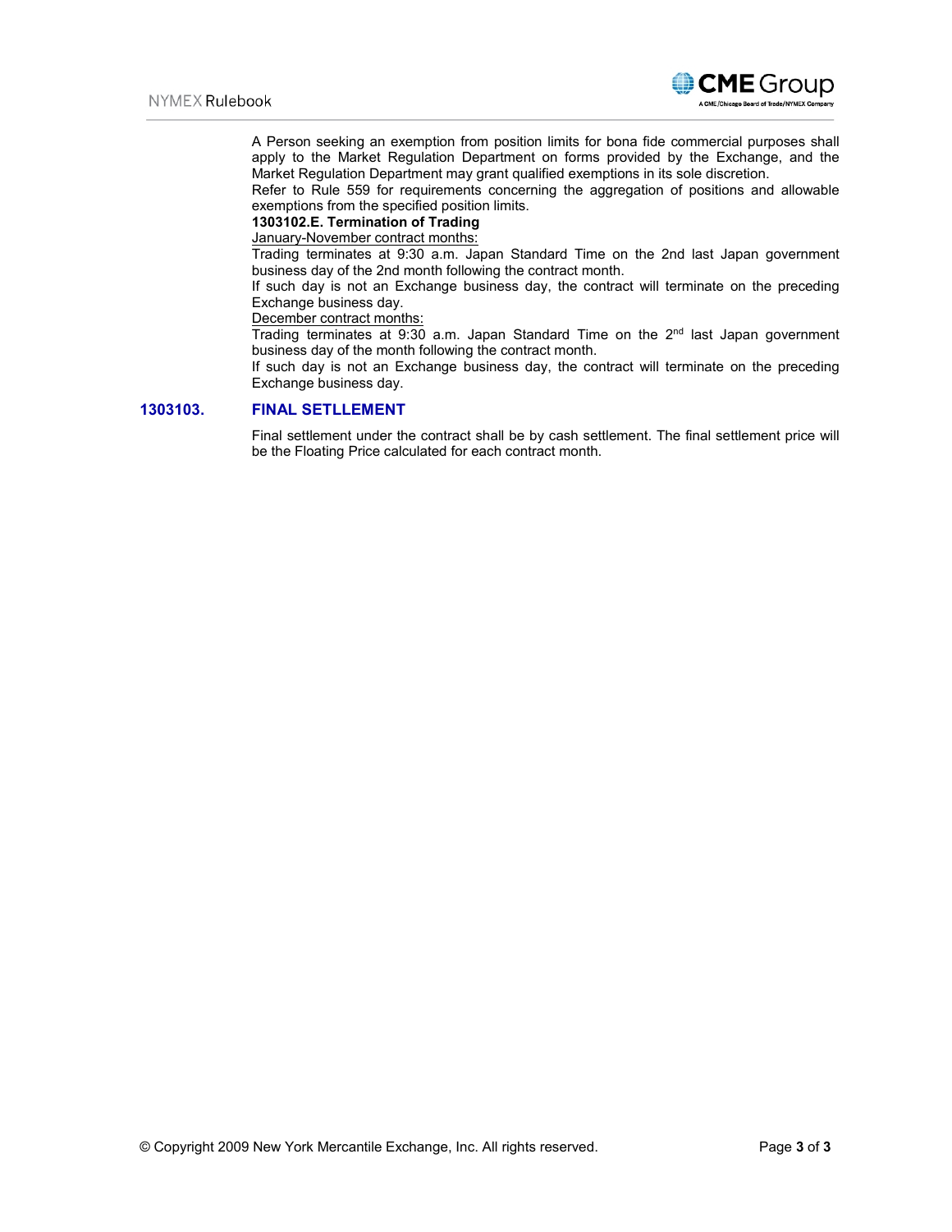A Person seeking an exemption from position limits for bona fide commercial purposes shall apply to the Market Regulation Department on forms provided by the Exchange, and the Market Regulation Department may grant qualified exemptions in its sole discretion.

Refer to Rule 559 for requirements concerning the aggregation of positions and allowable exemptions from the specified position limits.

**1303102.E. Termination of Trading**

January-November contract months:

Trading terminates at 9:30 a.m. Japan Standard Time on the 2nd last Japan government business day of the 2nd month following the contract month.

If such day is not an Exchange business day, the contract will terminate on the preceding Exchange business day.

December contract months:

Trading terminates at 9:30 a.m. Japan Standard Time on the 2nd last Japan government business day of the month following the contract month.

If such day is not an Exchange business day, the contract will terminate on the preceding Exchange business day.

## 1303103. FINAL SETLLEMENT

Final settlement under the contract shall be by cash settlement. The final settlement price will be the Floating Price calculated for each contract month.